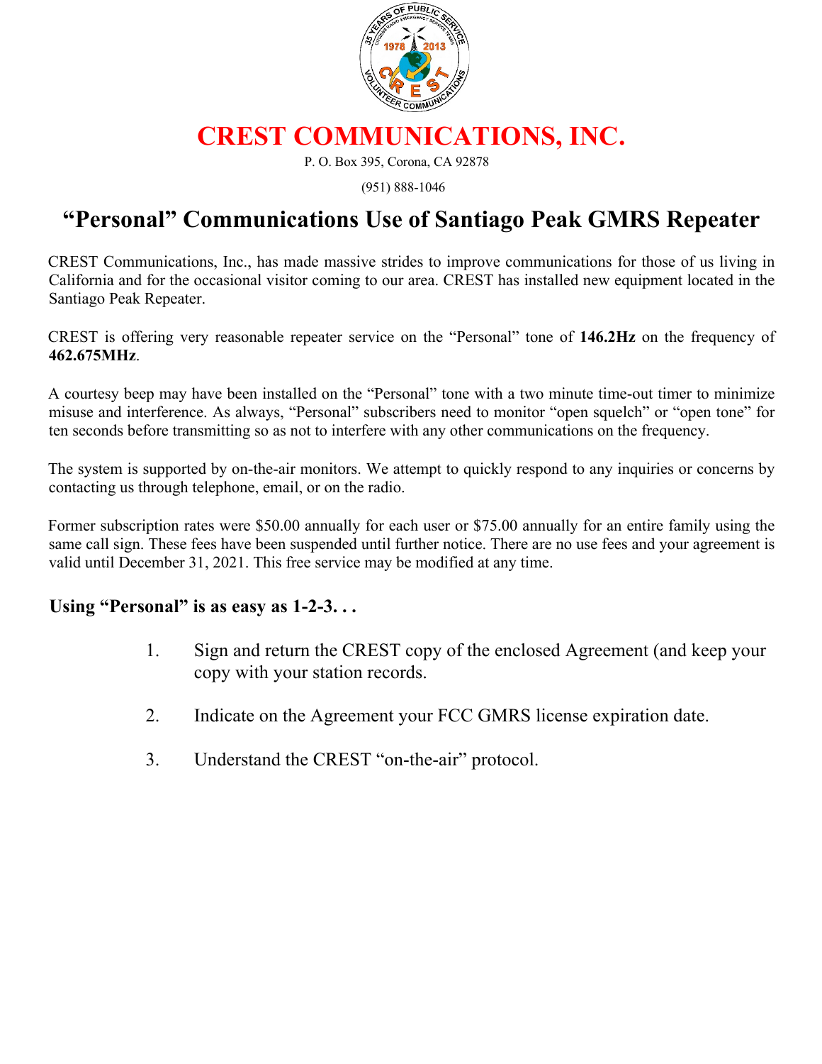# CREST COMMUNICATIONS, INC.

P. O. Box 395, Corona, CA 92878

(951) 888-1046

## "Personal" Communications Use of Santiago Peak GMRS Repeater

CREST Communications, Inc., has made massive strides to improve communications for those of us living in California and for the occasional visitor coming to our area. CREST has installed new equipment located in the Santiago Peak Repeater.

CREST is offering very reasonable repeater service on the "Personal" tone of **146.2Hz** on the frequency of **462.675MHz**.

A courtesy beep may have been installed on the "Personal" tone with a two minute time-out timer to minimize misuse and interference. As always, "Personal" subscribers need to monitor "open squelch" or "open tone" for ten seconds before transmitting so as not to interfere with any other communications on the frequency.

The system is supported by on-the-air monitors. We attempt to quickly respond to any inquiries or concerns by contacting us through telephone, email, or on the radio.

Former subscription rates were $50.00 annually for each user or $75.00 annually for an entire family using the same call sign. These fees have been suspended until further notice. There are no use fees and your agreement is valid until December 31, 2021. This free service may be modified at any time.

### Using "Personal" is as easy as 1-2-3. . .

1. Sign and return the CREST copy of the enclosed Agreement (and keep your copy with your station records.
2. Indicate on the Agreement your FCC GMRS license expiration date.
3. Understand the CREST "on-the-air" protocol.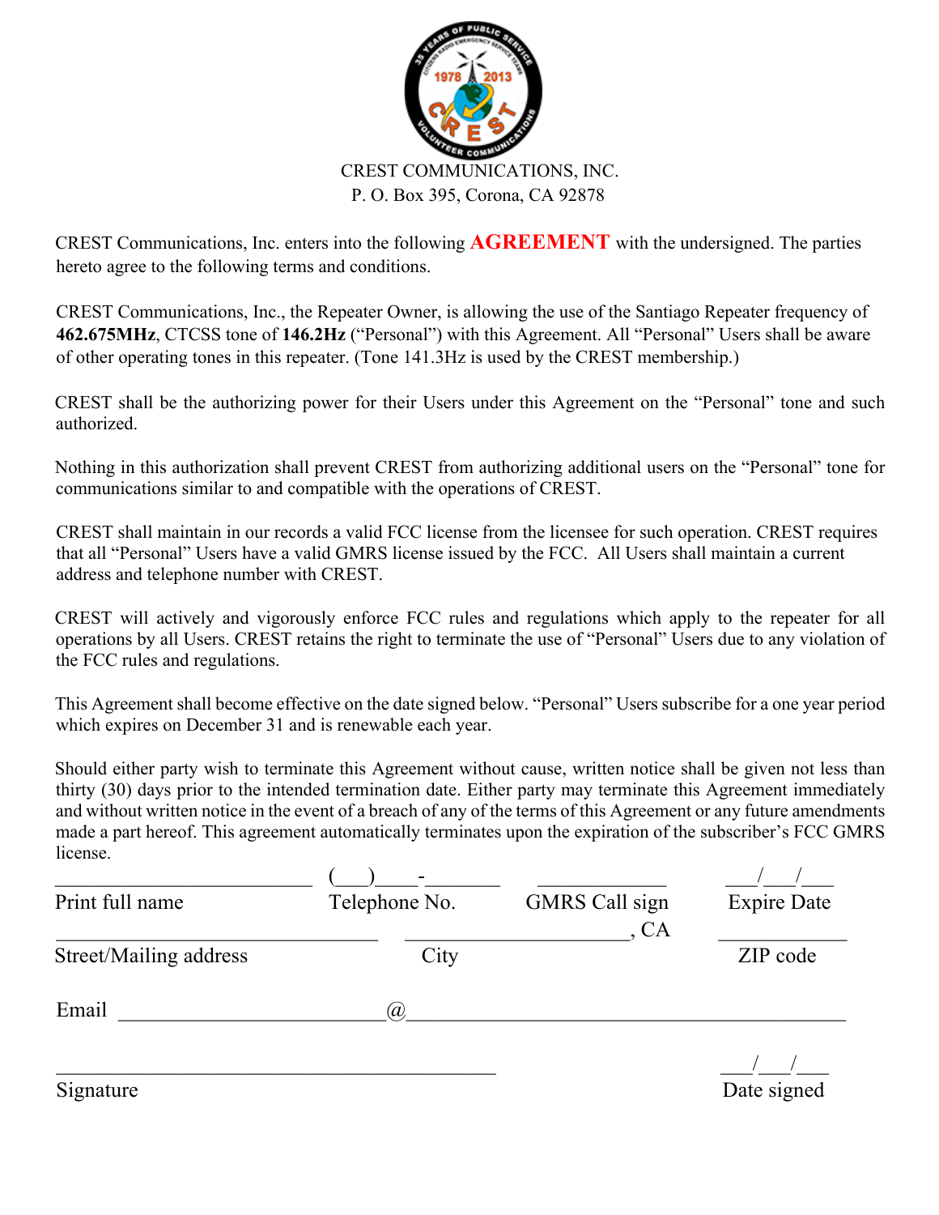CREST COMMUNICATIONS, INC.
P. O. Box 395, Corona, CA 92878

CREST Communications, Inc. enters into the following **AGREEMENT** with the undersigned. The parties hereto agree to the following terms and conditions.

CREST Communications, Inc., the Repeater Owner, is allowing the use of the Santiago Repeater frequency of **462.675MHz**, CTCSS tone of **146.2Hz** ("Personal") with this Agreement. All "Personal" Users shall be aware of other operating tones in this repeater. (Tone 141.3Hz is used by the CREST membership.)

CREST shall be the authorizing power for their Users under this Agreement on the "Personal" tone and such authorized.

Nothing in this authorization shall prevent CREST from authorizing additional users on the "Personal" tone for communications similar to and compatible with the operations of CREST.

CREST shall maintain in our records a valid FCC license from the licensee for such operation. CREST requires that all "Personal" Users have a valid GMRS license issued by the FCC. All Users shall maintain a current address and telephone number with CREST.

CREST will actively and vigorously enforce FCC rules and regulations which apply to the repeater for all operations by all Users. CREST retains the right to terminate the use of "Personal" Users due to any violation of the FCC rules and regulations.

This Agreement shall become effective on the date signed below. "Personal" Users subscribe for a one year period which expires on December 31 and is renewable each year.

Should either party wish to terminate this Agreement without cause, written notice shall be given not less than thirty (30) days prior to the intended termination date. Either party may terminate this Agreement immediately and without written notice in the event of a breach of any of the terms of this Agreement or any future amendments made a part hereof. This agreement automatically terminates upon the expiration of the subscriber's FCC GMRS license.

_________________________ (___)____-_______ _____________ ___/___/___
Print full name Telephone No. GMRS Call sign Expire Date

________________________________ ______________________, CA ____________
Street/Mailing address City ZIP code

Email _________________________@__________________________________________

__________________________________________ ___/___/___
Signature Date signed